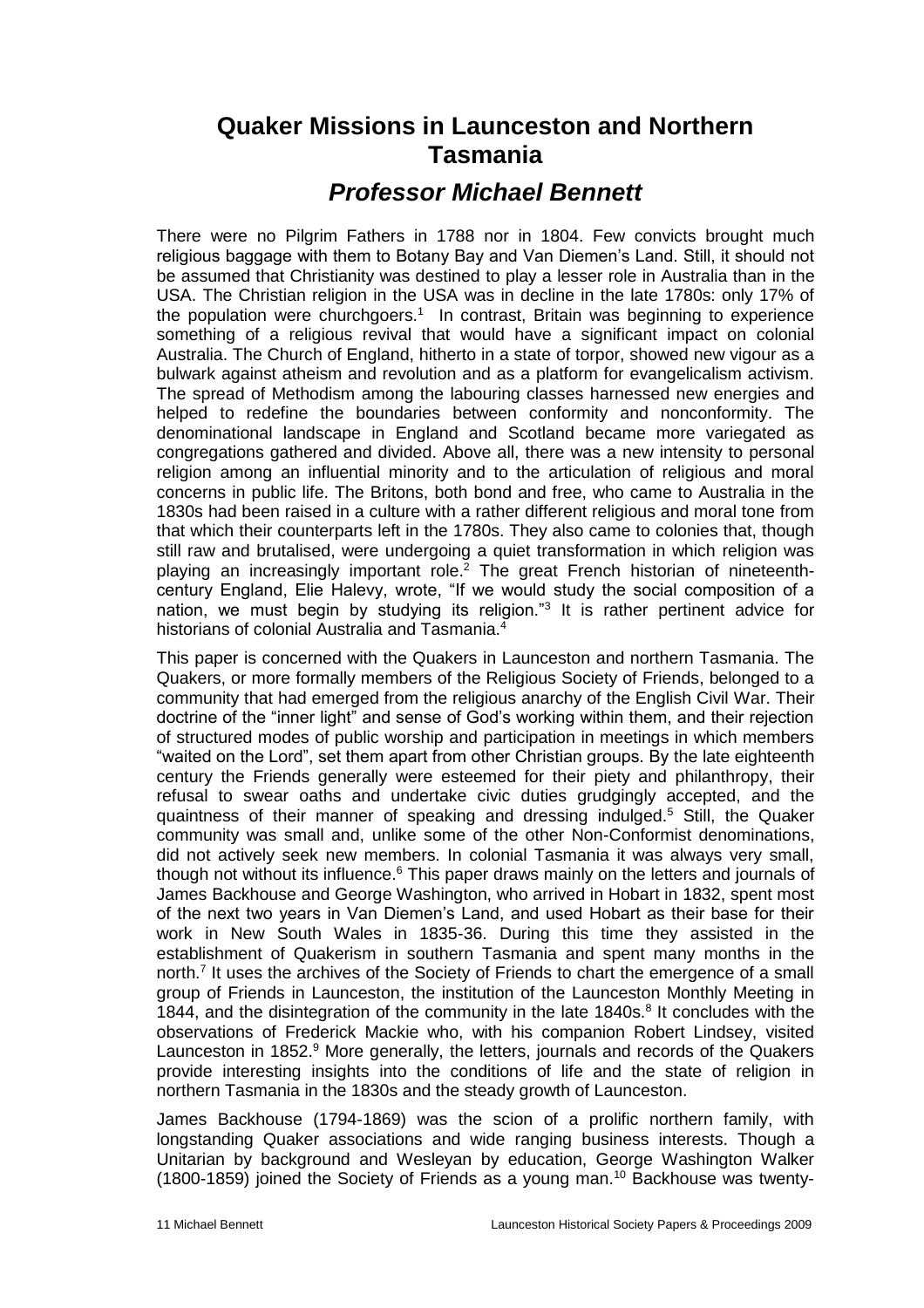# Quaker Missions in Launceston and Northern Tasmania

## *Professor Michael Bennett*

There were no Pilgrim Fathers in 1788 nor in 1804. Few convicts brought much religious baggage with them to Botany Bay and Van Diemen's Land. Still, it should not be assumed that Christianity was destined to play a lesser role in Australia than in the USA. The Christian religion in the USA was in decline in the late 1780s: only 17% of the population were churchgoers.[1] In contrast, Britain was beginning to experience something of a religious revival that would have a significant impact on colonial Australia. The Church of England, hitherto in a state of torpor, showed new vigour as a bulwark against atheism and revolution and as a platform for evangelicalism activism. The spread of Methodism among the labouring classes harnessed new energies and helped to redefine the boundaries between conformity and nonconformity. The denominational landscape in England and Scotland became more variegated as congregations gathered and divided. Above all, there was a new intensity to personal religion among an influential minority and to the articulation of religious and moral concerns in public life. The Britons, both bond and free, who came to Australia in the 1830s had been raised in a culture with a rather different religious and moral tone from that which their counterparts left in the 1780s. They also came to colonies that, though still raw and brutalised, were undergoing a quiet transformation in which religion was playing an increasingly important role.[2] The great French historian of nineteenth-century England, Elie Halevy, wrote, "If we would study the social composition of a nation, we must begin by studying its religion."[3] It is rather pertinent advice for historians of colonial Australia and Tasmania.[4]

This paper is concerned with the Quakers in Launceston and northern Tasmania. The Quakers, or more formally members of the Religious Society of Friends, belonged to a community that had emerged from the religious anarchy of the English Civil War. Their doctrine of the "inner light" and sense of God's working within them, and their rejection of structured modes of public worship and participation in meetings in which members "waited on the Lord", set them apart from other Christian groups. By the late eighteenth century the Friends generally were esteemed for their piety and philanthropy, their refusal to swear oaths and undertake civic duties grudgingly accepted, and the quaintness of their manner of speaking and dressing indulged.[5] Still, the Quaker community was small and, unlike some of the other Non-Conformist denominations, did not actively seek new members. In colonial Tasmania it was always very small, though not without its influence.[6] This paper draws mainly on the letters and journals of James Backhouse and George Washington, who arrived in Hobart in 1832, spent most of the next two years in Van Diemen's Land, and used Hobart as their base for their work in New South Wales in 1835-36. During this time they assisted in the establishment of Quakerism in southern Tasmania and spent many months in the north.[7] It uses the archives of the Society of Friends to chart the emergence of a small group of Friends in Launceston, the institution of the Launceston Monthly Meeting in 1844, and the disintegration of the community in the late 1840s.[8] It concludes with the observations of Frederick Mackie who, with his companion Robert Lindsey, visited Launceston in 1852.[9] More generally, the letters, journals and records of the Quakers provide interesting insights into the conditions of life and the state of religion in northern Tasmania in the 1830s and the steady growth of Launceston.

James Backhouse (1794-1869) was the scion of a prolific northern family, with longstanding Quaker associations and wide ranging business interests. Though a Unitarian by background and Wesleyan by education, George Washington Walker (1800-1859) joined the Society of Friends as a young man.[10] Backhouse was twenty-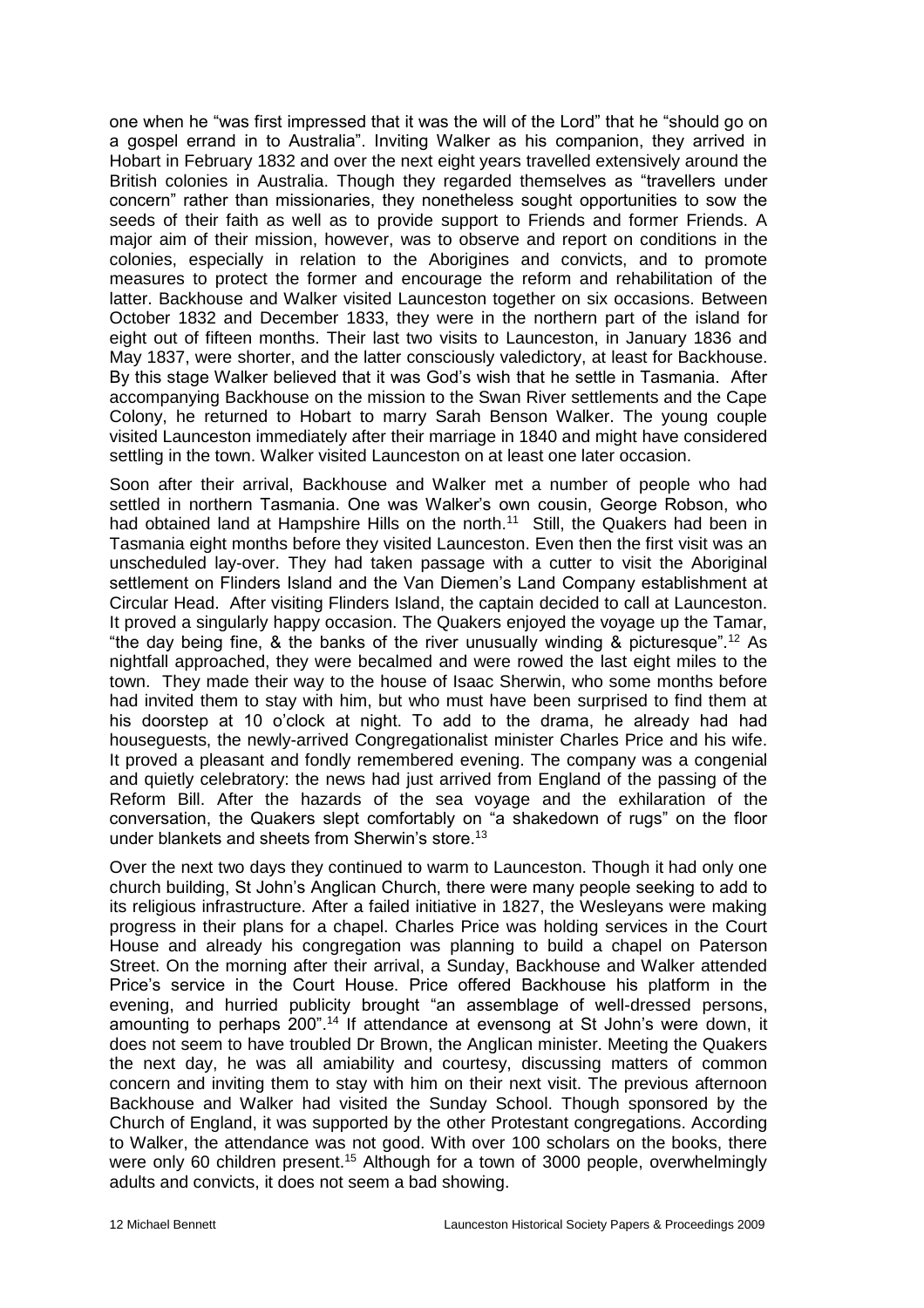one when he "was first impressed that it was the will of the Lord" that he "should go on a gospel errand in to Australia". Inviting Walker as his companion, they arrived in Hobart in February 1832 and over the next eight years travelled extensively around the British colonies in Australia. Though they regarded themselves as "travellers under concern" rather than missionaries, they nonetheless sought opportunities to sow the seeds of their faith as well as to provide support to Friends and former Friends. A major aim of their mission, however, was to observe and report on conditions in the colonies, especially in relation to the Aborigines and convicts, and to promote measures to protect the former and encourage the reform and rehabilitation of the latter. Backhouse and Walker visited Launceston together on six occasions. Between October 1832 and December 1833, they were in the northern part of the island for eight out of fifteen months. Their last two visits to Launceston, in January 1836 and May 1837, were shorter, and the latter consciously valedictory, at least for Backhouse. By this stage Walker believed that it was God's wish that he settle in Tasmania. After accompanying Backhouse on the mission to the Swan River settlements and the Cape Colony, he returned to Hobart to marry Sarah Benson Walker. The young couple visited Launceston immediately after their marriage in 1840 and might have considered settling in the town. Walker visited Launceston on at least one later occasion.

Soon after their arrival, Backhouse and Walker met a number of people who had settled in northern Tasmania. One was Walker's own cousin, George Robson, who had obtained land at Hampshire Hills on the north.[11] Still, the Quakers had been in Tasmania eight months before they visited Launceston. Even then the first visit was an unscheduled lay-over. They had taken passage with a cutter to visit the Aboriginal settlement on Flinders Island and the Van Diemen's Land Company establishment at Circular Head. After visiting Flinders Island, the captain decided to call at Launceston. It proved a singularly happy occasion. The Quakers enjoyed the voyage up the Tamar, "the day being fine, & the banks of the river unusually winding & picturesque".[12] As nightfall approached, they were becalmed and were rowed the last eight miles to the town. They made their way to the house of Isaac Sherwin, who some months before had invited them to stay with him, but who must have been surprised to find them at his doorstep at 10 o'clock at night. To add to the drama, he already had had houseguests, the newly-arrived Congregationalist minister Charles Price and his wife. It proved a pleasant and fondly remembered evening. The company was a congenial and quietly celebratory: the news had just arrived from England of the passing of the Reform Bill. After the hazards of the sea voyage and the exhilaration of the conversation, the Quakers slept comfortably on "a shakedown of rugs" on the floor under blankets and sheets from Sherwin's store.[13]

Over the next two days they continued to warm to Launceston. Though it had only one church building, St John's Anglican Church, there were many people seeking to add to its religious infrastructure. After a failed initiative in 1827, the Wesleyans were making progress in their plans for a chapel. Charles Price was holding services in the Court House and already his congregation was planning to build a chapel on Paterson Street. On the morning after their arrival, a Sunday, Backhouse and Walker attended Price's service in the Court House. Price offered Backhouse his platform in the evening, and hurried publicity brought "an assemblage of well-dressed persons, amounting to perhaps 200".[14] If attendance at evensong at St John's were down, it does not seem to have troubled Dr Brown, the Anglican minister. Meeting the Quakers the next day, he was all amiability and courtesy, discussing matters of common concern and inviting them to stay with him on their next visit. The previous afternoon Backhouse and Walker had visited the Sunday School. Though sponsored by the Church of England, it was supported by the other Protestant congregations. According to Walker, the attendance was not good. With over 100 scholars on the books, there were only 60 children present.[15] Although for a town of 3000 people, overwhelmingly adults and convicts, it does not seem a bad showing.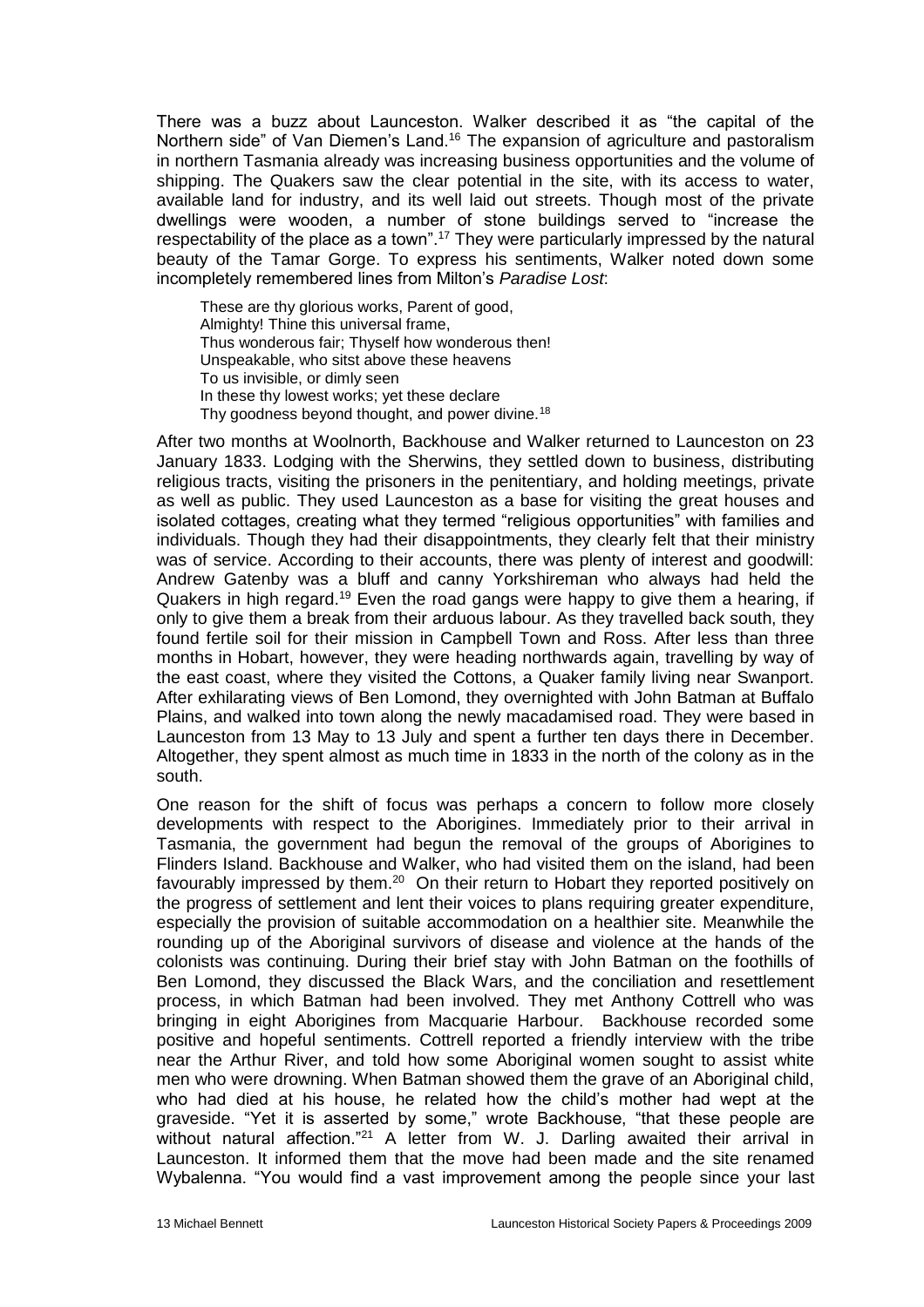There was a buzz about Launceston. Walker described it as "the capital of the Northern side" of Van Diemen's Land.[16] The expansion of agriculture and pastoralism in northern Tasmania already was increasing business opportunities and the volume of shipping. The Quakers saw the clear potential in the site, with its access to water, available land for industry, and its well laid out streets. Though most of the private dwellings were wooden, a number of stone buildings served to "increase the respectability of the place as a town".[17] They were particularly impressed by the natural beauty of the Tamar Gorge. To express his sentiments, Walker noted down some incompletely remembered lines from Milton's *Paradise Lost*:

> These are thy glorious works, Parent of good,
> Almighty! Thine this universal frame,
> Thus wonderous fair; Thyself how wonderous then!
> Unspeakable, who sitst above these heavens
> To us invisible, or dimly seen
> In these thy lowest works; yet these declare
> Thy goodness beyond thought, and power divine.[18]

After two months at Woolnorth, Backhouse and Walker returned to Launceston on 23 January 1833. Lodging with the Sherwins, they settled down to business, distributing religious tracts, visiting the prisoners in the penitentiary, and holding meetings, private as well as public. They used Launceston as a base for visiting the great houses and isolated cottages, creating what they termed "religious opportunities" with families and individuals. Though they had their disappointments, they clearly felt that their ministry was of service. According to their accounts, there was plenty of interest and goodwill: Andrew Gatenby was a bluff and canny Yorkshireman who always had held the Quakers in high regard.[19] Even the road gangs were happy to give them a hearing, if only to give them a break from their arduous labour. As they travelled back south, they found fertile soil for their mission in Campbell Town and Ross. After less than three months in Hobart, however, they were heading northwards again, travelling by way of the east coast, where they visited the Cottons, a Quaker family living near Swanport. After exhilarating views of Ben Lomond, they overnighted with John Batman at Buffalo Plains, and walked into town along the newly macadamised road. They were based in Launceston from 13 May to 13 July and spent a further ten days there in December. Altogether, they spent almost as much time in 1833 in the north of the colony as in the south.

One reason for the shift of focus was perhaps a concern to follow more closely developments with respect to the Aborigines. Immediately prior to their arrival in Tasmania, the government had begun the removal of the groups of Aborigines to Flinders Island. Backhouse and Walker, who had visited them on the island, had been favourably impressed by them.[20] On their return to Hobart they reported positively on the progress of settlement and lent their voices to plans requiring greater expenditure, especially the provision of suitable accommodation on a healthier site. Meanwhile the rounding up of the Aboriginal survivors of disease and violence at the hands of the colonists was continuing. During their brief stay with John Batman on the foothills of Ben Lomond, they discussed the Black Wars, and the conciliation and resettlement process, in which Batman had been involved. They met Anthony Cottrell who was bringing in eight Aborigines from Macquarie Harbour. Backhouse recorded some positive and hopeful sentiments. Cottrell reported a friendly interview with the tribe near the Arthur River, and told how some Aboriginal women sought to assist white men who were drowning. When Batman showed them the grave of an Aboriginal child, who had died at his house, he related how the child's mother had wept at the graveside. "Yet it is asserted by some," wrote Backhouse, "that these people are without natural affection."[21] A letter from W. J. Darling awaited their arrival in Launceston. It informed them that the move had been made and the site renamed Wybalenna. "You would find a vast improvement among the people since your last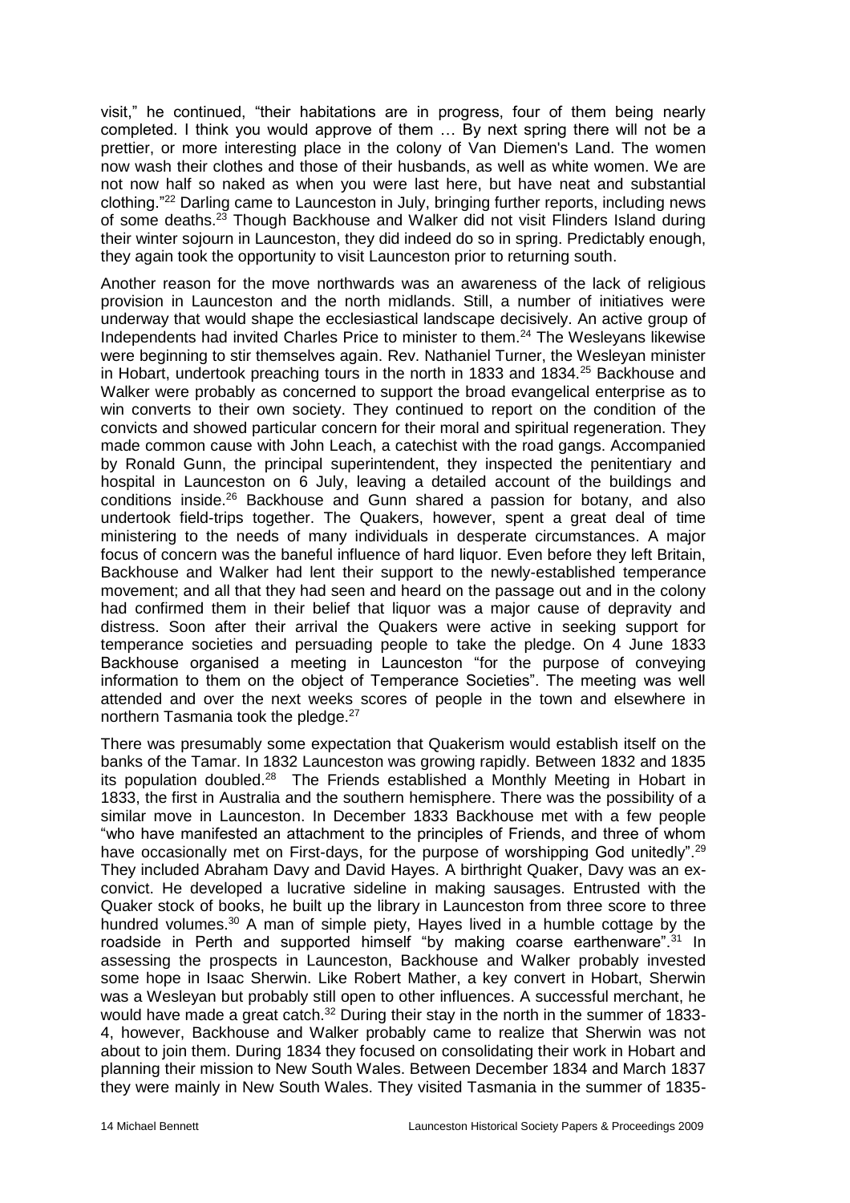visit," he continued, "their habitations are in progress, four of them being nearly completed. I think you would approve of them … By next spring there will not be a prettier, or more interesting place in the colony of Van Diemen's Land. The women now wash their clothes and those of their husbands, as well as white women. We are not now half so naked as when you were last here, but have neat and substantial clothing."[22] Darling came to Launceston in July, bringing further reports, including news of some deaths.[23] Though Backhouse and Walker did not visit Flinders Island during their winter sojourn in Launceston, they did indeed do so in spring. Predictably enough, they again took the opportunity to visit Launceston prior to returning south.

Another reason for the move northwards was an awareness of the lack of religious provision in Launceston and the north midlands. Still, a number of initiatives were underway that would shape the ecclesiastical landscape decisively. An active group of Independents had invited Charles Price to minister to them.[24] The Wesleyans likewise were beginning to stir themselves again. Rev. Nathaniel Turner, the Wesleyan minister in Hobart, undertook preaching tours in the north in 1833 and 1834.[25] Backhouse and Walker were probably as concerned to support the broad evangelical enterprise as to win converts to their own society. They continued to report on the condition of the convicts and showed particular concern for their moral and spiritual regeneration. They made common cause with John Leach, a catechist with the road gangs. Accompanied by Ronald Gunn, the principal superintendent, they inspected the penitentiary and hospital in Launceston on 6 July, leaving a detailed account of the buildings and conditions inside.[26] Backhouse and Gunn shared a passion for botany, and also undertook field-trips together. The Quakers, however, spent a great deal of time ministering to the needs of many individuals in desperate circumstances. A major focus of concern was the baneful influence of hard liquor. Even before they left Britain, Backhouse and Walker had lent their support to the newly-established temperance movement; and all that they had seen and heard on the passage out and in the colony had confirmed them in their belief that liquor was a major cause of depravity and distress. Soon after their arrival the Quakers were active in seeking support for temperance societies and persuading people to take the pledge. On 4 June 1833 Backhouse organised a meeting in Launceston "for the purpose of conveying information to them on the object of Temperance Societies". The meeting was well attended and over the next weeks scores of people in the town and elsewhere in northern Tasmania took the pledge.[27]

There was presumably some expectation that Quakerism would establish itself on the banks of the Tamar. In 1832 Launceston was growing rapidly. Between 1832 and 1835 its population doubled.[28] The Friends established a Monthly Meeting in Hobart in 1833, the first in Australia and the southern hemisphere. There was the possibility of a similar move in Launceston. In December 1833 Backhouse met with a few people "who have manifested an attachment to the principles of Friends, and three of whom have occasionally met on First-days, for the purpose of worshipping God unitedly".[29] They included Abraham Davy and David Hayes. A birthright Quaker, Davy was an ex-convict. He developed a lucrative sideline in making sausages. Entrusted with the Quaker stock of books, he built up the library in Launceston from three score to three hundred volumes.[30] A man of simple piety, Hayes lived in a humble cottage by the roadside in Perth and supported himself "by making coarse earthenware".[31] In assessing the prospects in Launceston, Backhouse and Walker probably invested some hope in Isaac Sherwin. Like Robert Mather, a key convert in Hobart, Sherwin was a Wesleyan but probably still open to other influences. A successful merchant, he would have made a great catch.[32] During their stay in the north in the summer of 1833-4, however, Backhouse and Walker probably came to realize that Sherwin was not about to join them. During 1834 they focused on consolidating their work in Hobart and planning their mission to New South Wales. Between December 1834 and March 1837 they were mainly in New South Wales. They visited Tasmania in the summer of 1835-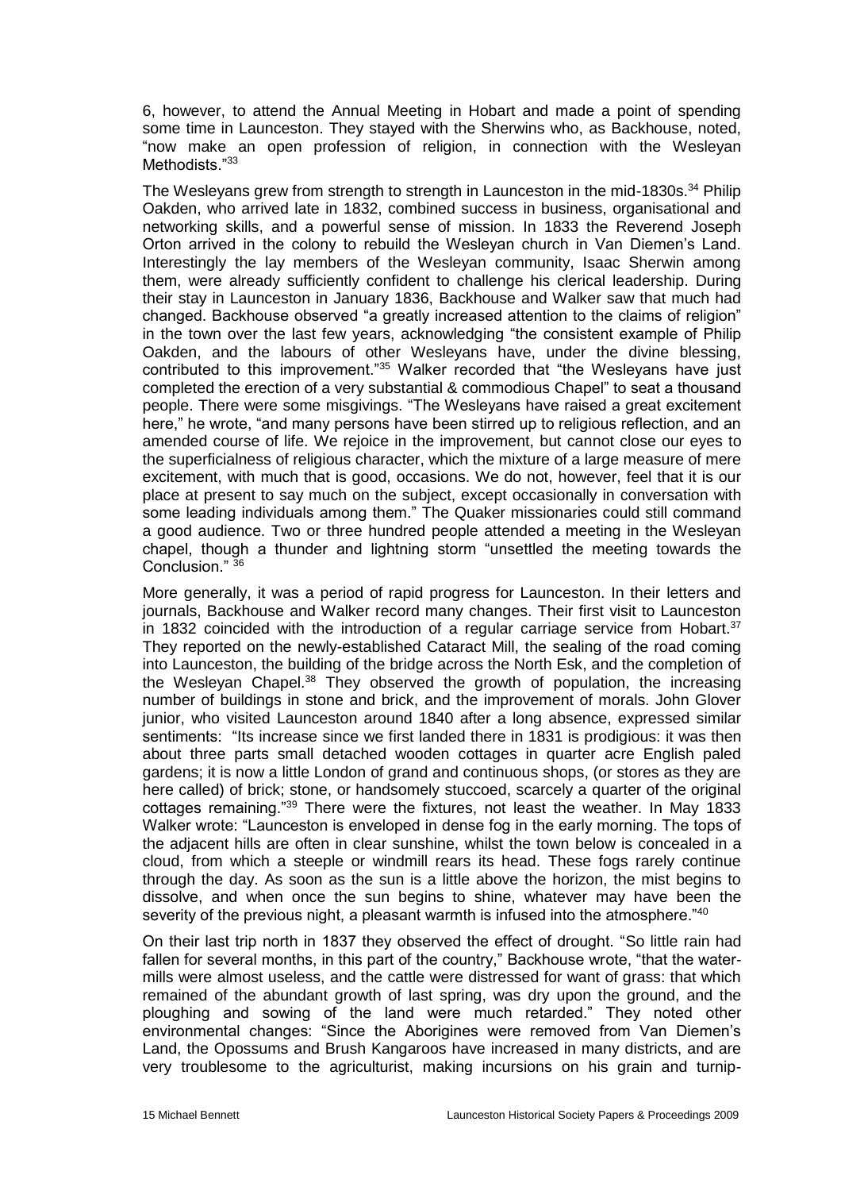6, however, to attend the Annual Meeting in Hobart and made a point of spending some time in Launceston. They stayed with the Sherwins who, as Backhouse, noted, "now make an open profession of religion, in connection with the Wesleyan Methodists."[33]

The Wesleyans grew from strength to strength in Launceston in the mid-1830s.[34] Philip Oakden, who arrived late in 1832, combined success in business, organisational and networking skills, and a powerful sense of mission. In 1833 the Reverend Joseph Orton arrived in the colony to rebuild the Wesleyan church in Van Diemen's Land. Interestingly the lay members of the Wesleyan community, Isaac Sherwin among them, were already sufficiently confident to challenge his clerical leadership. During their stay in Launceston in January 1836, Backhouse and Walker saw that much had changed. Backhouse observed "a greatly increased attention to the claims of religion" in the town over the last few years, acknowledging "the consistent example of Philip Oakden, and the labours of other Wesleyans have, under the divine blessing, contributed to this improvement."[35] Walker recorded that "the Wesleyans have just completed the erection of a very substantial & commodious Chapel" to seat a thousand people. There were some misgivings. "The Wesleyans have raised a great excitement here," he wrote, "and many persons have been stirred up to religious reflection, and an amended course of life. We rejoice in the improvement, but cannot close our eyes to the superficialness of religious character, which the mixture of a large measure of mere excitement, with much that is good, occasions. We do not, however, feel that it is our place at present to say much on the subject, except occasionally in conversation with some leading individuals among them." The Quaker missionaries could still command a good audience. Two or three hundred people attended a meeting in the Wesleyan chapel, though a thunder and lightning storm "unsettled the meeting towards the Conclusion." [36]

More generally, it was a period of rapid progress for Launceston. In their letters and journals, Backhouse and Walker record many changes. Their first visit to Launceston in 1832 coincided with the introduction of a regular carriage service from Hobart.[37] They reported on the newly-established Cataract Mill, the sealing of the road coming into Launceston, the building of the bridge across the North Esk, and the completion of the Wesleyan Chapel.[38] They observed the growth of population, the increasing number of buildings in stone and brick, and the improvement of morals. John Glover junior, who visited Launceston around 1840 after a long absence, expressed similar sentiments: "Its increase since we first landed there in 1831 is prodigious: it was then about three parts small detached wooden cottages in quarter acre English paled gardens; it is now a little London of grand and continuous shops, (or stores as they are here called) of brick; stone, or handsomely stuccoed, scarcely a quarter of the original cottages remaining."[39] There were the fixtures, not least the weather. In May 1833 Walker wrote: "Launceston is enveloped in dense fog in the early morning. The tops of the adjacent hills are often in clear sunshine, whilst the town below is concealed in a cloud, from which a steeple or windmill rears its head. These fogs rarely continue through the day. As soon as the sun is a little above the horizon, the mist begins to dissolve, and when once the sun begins to shine, whatever may have been the severity of the previous night, a pleasant warmth is infused into the atmosphere."[40]

On their last trip north in 1837 they observed the effect of drought. "So little rain had fallen for several months, in this part of the country," Backhouse wrote, "that the water-mills were almost useless, and the cattle were distressed for want of grass: that which remained of the abundant growth of last spring, was dry upon the ground, and the ploughing and sowing of the land were much retarded." They noted other environmental changes: "Since the Aborigines were removed from Van Diemen's Land, the Opossums and Brush Kangaroos have increased in many districts, and are very troublesome to the agriculturist, making incursions on his grain and turnip-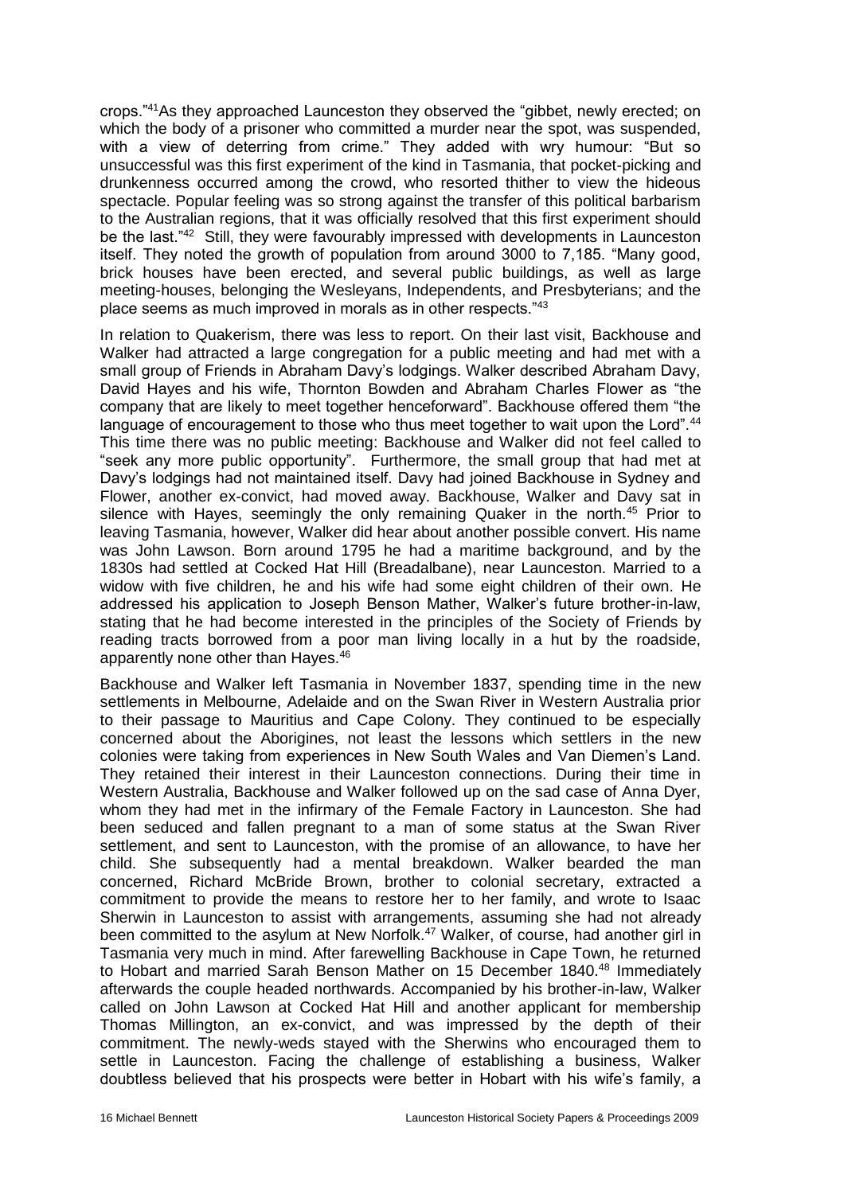crops."[41]As they approached Launceston they observed the "gibbet, newly erected; on which the body of a prisoner who committed a murder near the spot, was suspended, with a view of deterring from crime." They added with wry humour: "But so unsuccessful was this first experiment of the kind in Tasmania, that pocket-picking and drunkenness occurred among the crowd, who resorted thither to view the hideous spectacle. Popular feeling was so strong against the transfer of this political barbarism to the Australian regions, that it was officially resolved that this first experiment should be the last."[42] Still, they were favourably impressed with developments in Launceston itself. They noted the growth of population from around 3000 to 7,185. "Many good, brick houses have been erected, and several public buildings, as well as large meeting-houses, belonging the Wesleyans, Independents, and Presbyterians; and the place seems as much improved in morals as in other respects."[43]

In relation to Quakerism, there was less to report. On their last visit, Backhouse and Walker had attracted a large congregation for a public meeting and had met with a small group of Friends in Abraham Davy's lodgings. Walker described Abraham Davy, David Hayes and his wife, Thornton Bowden and Abraham Charles Flower as "the company that are likely to meet together henceforward". Backhouse offered them "the language of encouragement to those who thus meet together to wait upon the Lord".[44] This time there was no public meeting: Backhouse and Walker did not feel called to "seek any more public opportunity". Furthermore, the small group that had met at Davy's lodgings had not maintained itself. Davy had joined Backhouse in Sydney and Flower, another ex-convict, had moved away. Backhouse, Walker and Davy sat in silence with Hayes, seemingly the only remaining Quaker in the north.[45] Prior to leaving Tasmania, however, Walker did hear about another possible convert. His name was John Lawson. Born around 1795 he had a maritime background, and by the 1830s had settled at Cocked Hat Hill (Breadalbane), near Launceston. Married to a widow with five children, he and his wife had some eight children of their own. He addressed his application to Joseph Benson Mather, Walker's future brother-in-law, stating that he had become interested in the principles of the Society of Friends by reading tracts borrowed from a poor man living locally in a hut by the roadside, apparently none other than Hayes.[46]

Backhouse and Walker left Tasmania in November 1837, spending time in the new settlements in Melbourne, Adelaide and on the Swan River in Western Australia prior to their passage to Mauritius and Cape Colony. They continued to be especially concerned about the Aborigines, not least the lessons which settlers in the new colonies were taking from experiences in New South Wales and Van Diemen's Land. They retained their interest in their Launceston connections. During their time in Western Australia, Backhouse and Walker followed up on the sad case of Anna Dyer, whom they had met in the infirmary of the Female Factory in Launceston. She had been seduced and fallen pregnant to a man of some status at the Swan River settlement, and sent to Launceston, with the promise of an allowance, to have her child. She subsequently had a mental breakdown. Walker bearded the man concerned, Richard McBride Brown, brother to colonial secretary, extracted a commitment to provide the means to restore her to her family, and wrote to Isaac Sherwin in Launceston to assist with arrangements, assuming she had not already been committed to the asylum at New Norfolk.[47] Walker, of course, had another girl in Tasmania very much in mind. After farewelling Backhouse in Cape Town, he returned to Hobart and married Sarah Benson Mather on 15 December 1840.[48] Immediately afterwards the couple headed northwards. Accompanied by his brother-in-law, Walker called on John Lawson at Cocked Hat Hill and another applicant for membership Thomas Millington, an ex-convict, and was impressed by the depth of their commitment. The newly-weds stayed with the Sherwins who encouraged them to settle in Launceston. Facing the challenge of establishing a business, Walker doubtless believed that his prospects were better in Hobart with his wife's family, a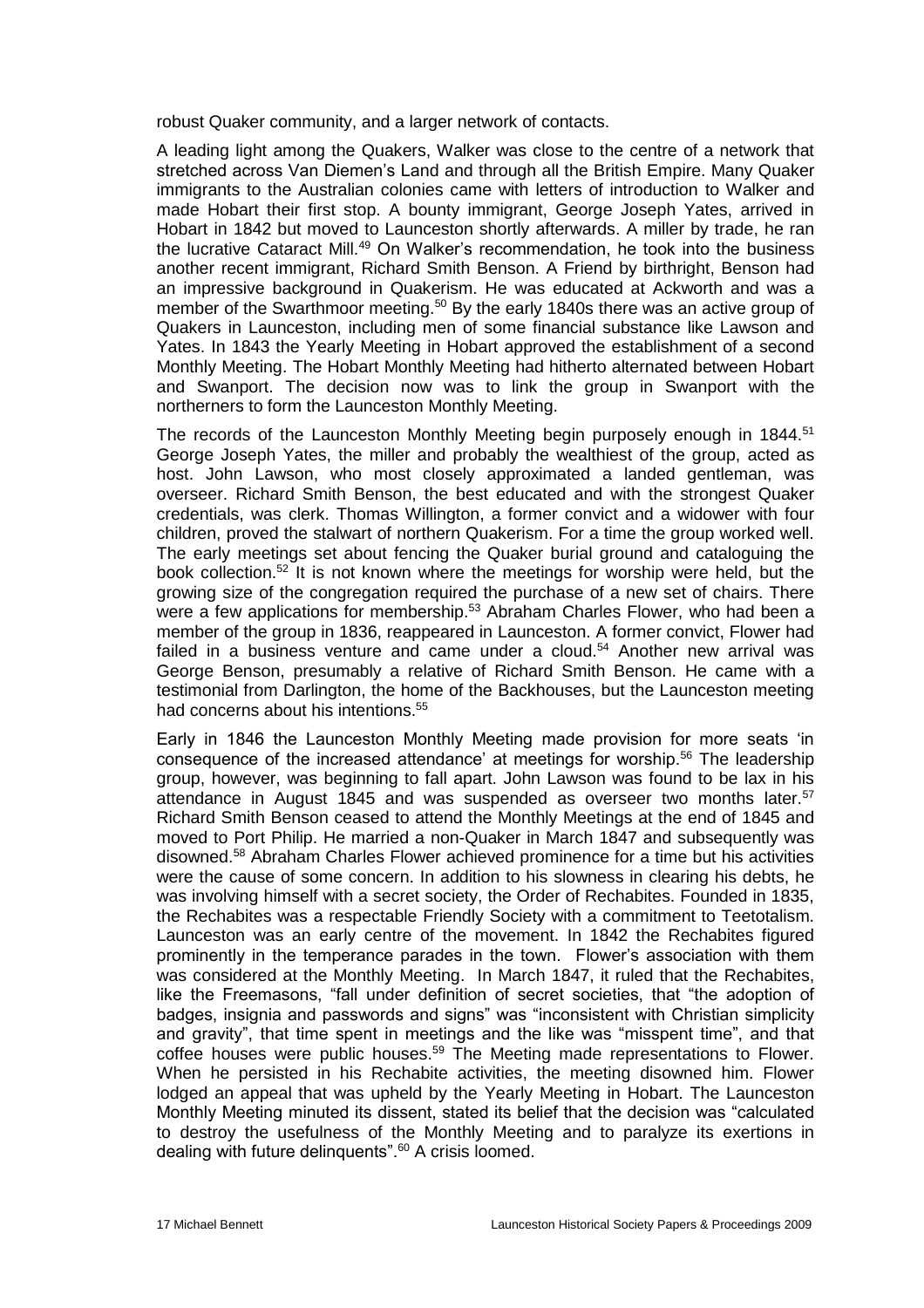robust Quaker community, and a larger network of contacts.

A leading light among the Quakers, Walker was close to the centre of a network that stretched across Van Diemen's Land and through all the British Empire. Many Quaker immigrants to the Australian colonies came with letters of introduction to Walker and made Hobart their first stop. A bounty immigrant, George Joseph Yates, arrived in Hobart in 1842 but moved to Launceston shortly afterwards. A miller by trade, he ran the lucrative Cataract Mill.[49] On Walker's recommendation, he took into the business another recent immigrant, Richard Smith Benson. A Friend by birthright, Benson had an impressive background in Quakerism. He was educated at Ackworth and was a member of the Swarthmoor meeting.[50] By the early 1840s there was an active group of Quakers in Launceston, including men of some financial substance like Lawson and Yates. In 1843 the Yearly Meeting in Hobart approved the establishment of a second Monthly Meeting. The Hobart Monthly Meeting had hitherto alternated between Hobart and Swanport. The decision now was to link the group in Swanport with the northerners to form the Launceston Monthly Meeting.

The records of the Launceston Monthly Meeting begin purposely enough in 1844.[51] George Joseph Yates, the miller and probably the wealthiest of the group, acted as host. John Lawson, who most closely approximated a landed gentleman, was overseer. Richard Smith Benson, the best educated and with the strongest Quaker credentials, was clerk. Thomas Willington, a former convict and a widower with four children, proved the stalwart of northern Quakerism. For a time the group worked well. The early meetings set about fencing the Quaker burial ground and cataloguing the book collection.[52] It is not known where the meetings for worship were held, but the growing size of the congregation required the purchase of a new set of chairs. There were a few applications for membership.[53] Abraham Charles Flower, who had been a member of the group in 1836, reappeared in Launceston. A former convict, Flower had failed in a business venture and came under a cloud.[54] Another new arrival was George Benson, presumably a relative of Richard Smith Benson. He came with a testimonial from Darlington, the home of the Backhouses, but the Launceston meeting had concerns about his intentions.[55]

Early in 1846 the Launceston Monthly Meeting made provision for more seats 'in consequence of the increased attendance' at meetings for worship.[56] The leadership group, however, was beginning to fall apart. John Lawson was found to be lax in his attendance in August 1845 and was suspended as overseer two months later.[57] Richard Smith Benson ceased to attend the Monthly Meetings at the end of 1845 and moved to Port Philip. He married a non-Quaker in March 1847 and subsequently was disowned.[58] Abraham Charles Flower achieved prominence for a time but his activities were the cause of some concern. In addition to his slowness in clearing his debts, he was involving himself with a secret society, the Order of Rechabites. Founded in 1835, the Rechabites was a respectable Friendly Society with a commitment to Teetotalism. Launceston was an early centre of the movement. In 1842 the Rechabites figured prominently in the temperance parades in the town. Flower's association with them was considered at the Monthly Meeting. In March 1847, it ruled that the Rechabites, like the Freemasons, "fall under definition of secret societies, that "the adoption of badges, insignia and passwords and signs" was "inconsistent with Christian simplicity and gravity", that time spent in meetings and the like was "misspent time", and that coffee houses were public houses.[59] The Meeting made representations to Flower. When he persisted in his Rechabite activities, the meeting disowned him. Flower lodged an appeal that was upheld by the Yearly Meeting in Hobart. The Launceston Monthly Meeting minuted its dissent, stated its belief that the decision was "calculated to destroy the usefulness of the Monthly Meeting and to paralyze its exertions in dealing with future delinquents".[60] A crisis loomed.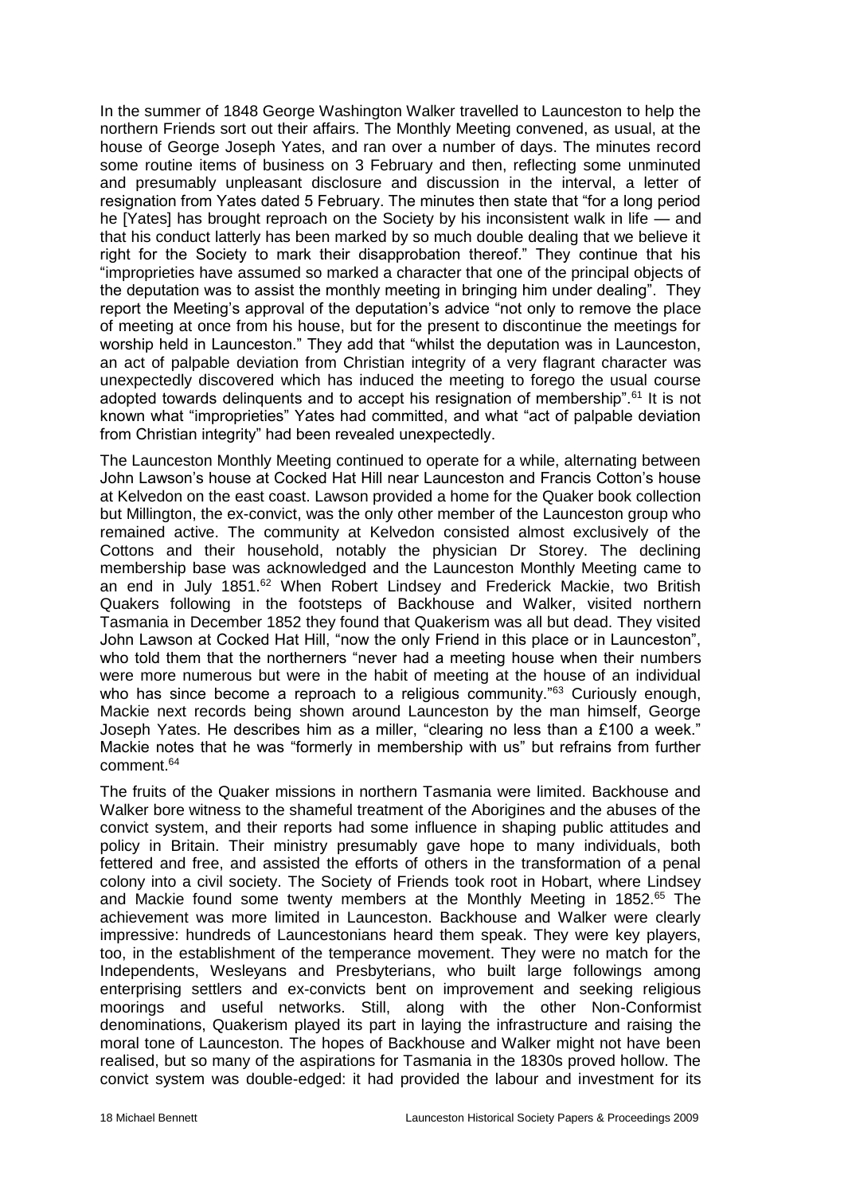In the summer of 1848 George Washington Walker travelled to Launceston to help the northern Friends sort out their affairs. The Monthly Meeting convened, as usual, at the house of George Joseph Yates, and ran over a number of days. The minutes record some routine items of business on 3 February and then, reflecting some unminuted and presumably unpleasant disclosure and discussion in the interval, a letter of resignation from Yates dated 5 February. The minutes then state that "for a long period he [Yates] has brought reproach on the Society by his inconsistent walk in life — and that his conduct latterly has been marked by so much double dealing that we believe it right for the Society to mark their disapprobation thereof." They continue that his "improprieties have assumed so marked a character that one of the principal objects of the deputation was to assist the monthly meeting in bringing him under dealing". They report the Meeting's approval of the deputation's advice "not only to remove the place of meeting at once from his house, but for the present to discontinue the meetings for worship held in Launceston." They add that "whilst the deputation was in Launceston, an act of palpable deviation from Christian integrity of a very flagrant character was unexpectedly discovered which has induced the meeting to forego the usual course adopted towards delinquents and to accept his resignation of membership".[61] It is not known what "improprieties" Yates had committed, and what "act of palpable deviation from Christian integrity" had been revealed unexpectedly.

The Launceston Monthly Meeting continued to operate for a while, alternating between John Lawson's house at Cocked Hat Hill near Launceston and Francis Cotton's house at Kelvedon on the east coast. Lawson provided a home for the Quaker book collection but Millington, the ex-convict, was the only other member of the Launceston group who remained active. The community at Kelvedon consisted almost exclusively of the Cottons and their household, notably the physician Dr Storey. The declining membership base was acknowledged and the Launceston Monthly Meeting came to an end in July 1851.[62] When Robert Lindsey and Frederick Mackie, two British Quakers following in the footsteps of Backhouse and Walker, visited northern Tasmania in December 1852 they found that Quakerism was all but dead. They visited John Lawson at Cocked Hat Hill, "now the only Friend in this place or in Launceston", who told them that the northerners "never had a meeting house when their numbers were more numerous but were in the habit of meeting at the house of an individual who has since become a reproach to a religious community."[63] Curiously enough, Mackie next records being shown around Launceston by the man himself, George Joseph Yates. He describes him as a miller, "clearing no less than a £100 a week." Mackie notes that he was "formerly in membership with us" but refrains from further comment.[64]

The fruits of the Quaker missions in northern Tasmania were limited. Backhouse and Walker bore witness to the shameful treatment of the Aborigines and the abuses of the convict system, and their reports had some influence in shaping public attitudes and policy in Britain. Their ministry presumably gave hope to many individuals, both fettered and free, and assisted the efforts of others in the transformation of a penal colony into a civil society. The Society of Friends took root in Hobart, where Lindsey and Mackie found some twenty members at the Monthly Meeting in 1852.[65] The achievement was more limited in Launceston. Backhouse and Walker were clearly impressive: hundreds of Launcestonians heard them speak. They were key players, too, in the establishment of the temperance movement. They were no match for the Independents, Wesleyans and Presbyterians, who built large followings among enterprising settlers and ex-convicts bent on improvement and seeking religious moorings and useful networks. Still, along with the other Non-Conformist denominations, Quakerism played its part in laying the infrastructure and raising the moral tone of Launceston. The hopes of Backhouse and Walker might not have been realised, but so many of the aspirations for Tasmania in the 1830s proved hollow. The convict system was double-edged: it had provided the labour and investment for its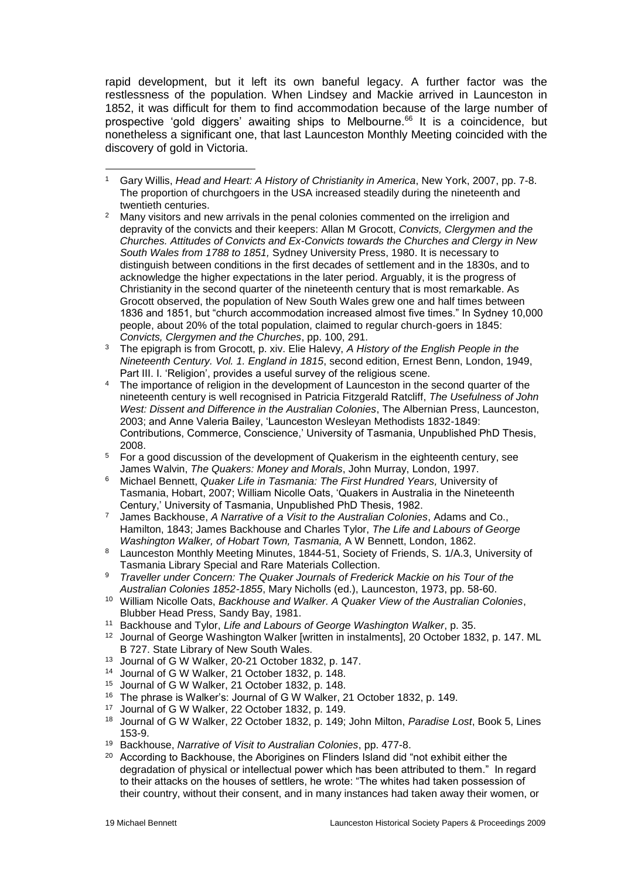rapid development, but it left its own baneful legacy. A further factor was the restlessness of the population. When Lindsey and Mackie arrived in Launceston in 1852, it was difficult for them to find accommodation because of the large number of prospective 'gold diggers' awaiting ships to Melbourne.[66] It is a coincidence, but nonetheless a significant one, that last Launceston Monthly Meeting coincided with the discovery of gold in Victoria.

---

1. Gary Willis, *Head and Heart: A History of Christianity in America*, New York, 2007, pp. 7-8. The proportion of churchgoers in the USA increased steadily during the nineteenth and twentieth centuries.
2. Many visitors and new arrivals in the penal colonies commented on the irreligion and depravity of the convicts and their keepers: Allan M Grocott, *Convicts, Clergymen and the Churches. Attitudes of Convicts and Ex-Convicts towards the Churches and Clergy in New South Wales from 1788 to 1851,* Sydney University Press, 1980. It is necessary to distinguish between conditions in the first decades of settlement and in the 1830s, and to acknowledge the higher expectations in the later period. Arguably, it is the progress of Christianity in the second quarter of the nineteenth century that is most remarkable. As Grocott observed, the population of New South Wales grew one and half times between 1836 and 1851, but "church accommodation increased almost five times." In Sydney 10,000 people, about 20% of the total population, claimed to regular church-goers in 1845: *Convicts, Clergymen and the Churches*, pp. 100, 291.
3. The epigraph is from Grocott, p. xiv. Elie Halevy, *A History of the English People in the Nineteenth Century. Vol. 1. England in 1815*, second edition, Ernest Benn, London, 1949, Part III. I. 'Religion', provides a useful survey of the religious scene.
4. The importance of religion in the development of Launceston in the second quarter of the nineteenth century is well recognised in Patricia Fitzgerald Ratcliff, *The Usefulness of John West: Dissent and Difference in the Australian Colonies*, The Albernian Press, Launceston, 2003; and Anne Valeria Bailey, 'Launceston Wesleyan Methodists 1832-1849: Contributions, Commerce, Conscience,' University of Tasmania, Unpublished PhD Thesis, 2008.
5. For a good discussion of the development of Quakerism in the eighteenth century, see James Walvin, *The Quakers: Money and Morals*, John Murray, London, 1997.
6. Michael Bennett, *Quaker Life in Tasmania: The First Hundred Years,* University of Tasmania, Hobart, 2007; William Nicolle Oats, 'Quakers in Australia in the Nineteenth Century,' University of Tasmania, Unpublished PhD Thesis, 1982.
7. James Backhouse, *A Narrative of a Visit to the Australian Colonies*, Adams and Co., Hamilton, 1843; James Backhouse and Charles Tylor, *The Life and Labours of George Washington Walker, of Hobart Town, Tasmania,* A W Bennett, London, 1862.
8. Launceston Monthly Meeting Minutes, 1844-51, Society of Friends, S. 1/A.3, University of Tasmania Library Special and Rare Materials Collection.
9. *Traveller under Concern: The Quaker Journals of Frederick Mackie on his Tour of the Australian Colonies 1852-1855*, Mary Nicholls (ed.), Launceston, 1973, pp. 58-60.
10. William Nicolle Oats, *Backhouse and Walker. A Quaker View of the Australian Colonies*, Blubber Head Press, Sandy Bay, 1981.
11. Backhouse and Tylor, *Life and Labours of George Washington Walker*, p. 35.
12. Journal of George Washington Walker [written in instalments], 20 October 1832, p. 147. ML B 727. State Library of New South Wales.
13. Journal of G W Walker, 20-21 October 1832, p. 147.
14. Journal of G W Walker, 21 October 1832, p. 148.
15. Journal of G W Walker, 21 October 1832, p. 148.
16. The phrase is Walker's: Journal of G W Walker, 21 October 1832, p. 149.
17. Journal of G W Walker, 22 October 1832, p. 149.
18. Journal of G W Walker, 22 October 1832, p. 149; John Milton, *Paradise Lost*, Book 5, Lines 153-9.
19. Backhouse, *Narrative of Visit to Australian Colonies*, pp. 477-8.
20. According to Backhouse, the Aborigines on Flinders Island did "not exhibit either the degradation of physical or intellectual power which has been attributed to them." In regard to their attacks on the houses of settlers, he wrote: "The whites had taken possession of their country, without their consent, and in many instances had taken away their women, or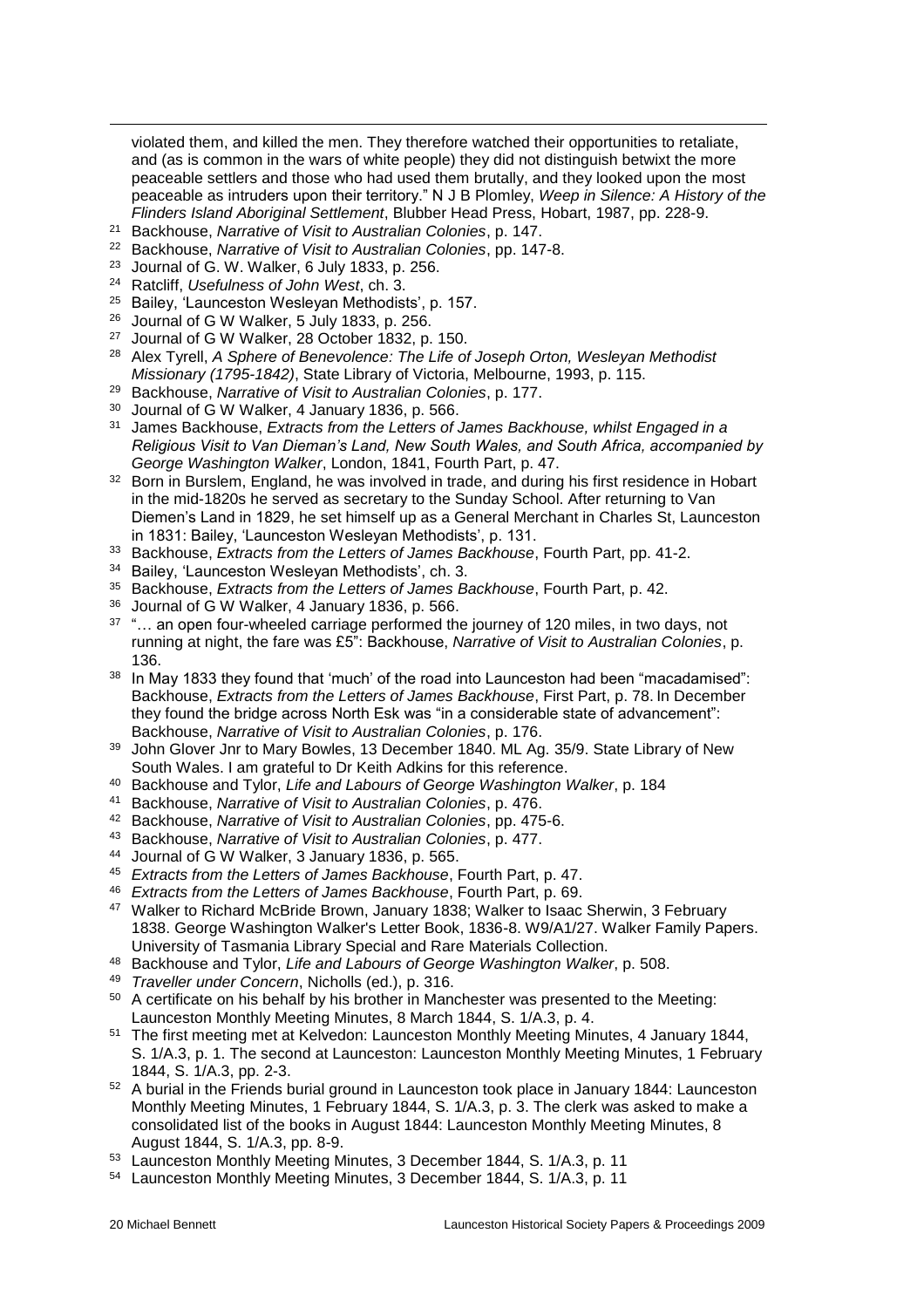violated them, and killed the men. They therefore watched their opportunities to retaliate, and (as is common in the wars of white people) they did not distinguish betwixt the more peaceable settlers and those who had used them brutally, and they looked upon the most peaceable as intruders upon their territory." N J B Plomley, *Weep in Silence: A History of the Flinders Island Aboriginal Settlement*, Blubber Head Press, Hobart, 1987, pp. 228-9.

[21] Backhouse, *Narrative of Visit to Australian Colonies*, p. 147.

[22] Backhouse, *Narrative of Visit to Australian Colonies*, pp. 147-8.

[23] Journal of G. W. Walker, 6 July 1833, p. 256.

[24] Ratcliff, *Usefulness of John West*, ch. 3.

[25] Bailey, 'Launceston Wesleyan Methodists', p. 157.

[26] Journal of G W Walker, 5 July 1833, p. 256.

[27] Journal of G W Walker, 28 October 1832, p. 150.

[28] Alex Tyrell, *A Sphere of Benevolence: The Life of Joseph Orton, Wesleyan Methodist Missionary (1795-1842)*, State Library of Victoria, Melbourne, 1993, p. 115.

[29] Backhouse, *Narrative of Visit to Australian Colonies*, p. 177.

[30] Journal of G W Walker, 4 January 1836, p. 566.

[31] James Backhouse, *Extracts from the Letters of James Backhouse, whilst Engaged in a Religious Visit to Van Dieman's Land, New South Wales, and South Africa, accompanied by George Washington Walker*, London, 1841, Fourth Part, p. 47.

[32] Born in Burslem, England, he was involved in trade, and during his first residence in Hobart in the mid-1820s he served as secretary to the Sunday School. After returning to Van Diemen's Land in 1829, he set himself up as a General Merchant in Charles St, Launceston in 1831: Bailey, 'Launceston Wesleyan Methodists', p. 131.

[33] Backhouse, *Extracts from the Letters of James Backhouse*, Fourth Part, pp. 41-2.

[34] Bailey, 'Launceston Wesleyan Methodists', ch. 3.

[35] Backhouse, *Extracts from the Letters of James Backhouse*, Fourth Part, p. 42.

[36] Journal of G W Walker, 4 January 1836, p. 566.

[37] "… an open four-wheeled carriage performed the journey of 120 miles, in two days, not running at night, the fare was £5": Backhouse, *Narrative of Visit to Australian Colonies*, p. 136.

[38] In May 1833 they found that 'much' of the road into Launceston had been "macadamised": Backhouse, *Extracts from the Letters of James Backhouse*, First Part, p. 78. In December they found the bridge across North Esk was "in a considerable state of advancement": Backhouse, *Narrative of Visit to Australian Colonies*, p. 176.

[39] John Glover Jnr to Mary Bowles, 13 December 1840. ML Ag. 35/9. State Library of New South Wales. I am grateful to Dr Keith Adkins for this reference.

[40] Backhouse and Tylor, *Life and Labours of George Washington Walker*, p. 184

[41] Backhouse, *Narrative of Visit to Australian Colonies*, p. 476.

[42] Backhouse, *Narrative of Visit to Australian Colonies*, pp. 475-6.

[43] Backhouse, *Narrative of Visit to Australian Colonies*, p. 477.

[44] Journal of G W Walker, 3 January 1836, p. 565.

[45] *Extracts from the Letters of James Backhouse*, Fourth Part, p. 47.

[46] *Extracts from the Letters of James Backhouse*, Fourth Part, p. 69.

[47] Walker to Richard McBride Brown, January 1838; Walker to Isaac Sherwin, 3 February 1838. George Washington Walker's Letter Book, 1836-8. W9/A1/27. Walker Family Papers. University of Tasmania Library Special and Rare Materials Collection.

[48] Backhouse and Tylor, *Life and Labours of George Washington Walker*, p. 508.

[49] *Traveller under Concern*, Nicholls (ed.), p. 316.

[50] A certificate on his behalf by his brother in Manchester was presented to the Meeting: Launceston Monthly Meeting Minutes, 8 March 1844, S. 1/A.3, p. 4.

[51] The first meeting met at Kelvedon: Launceston Monthly Meeting Minutes, 4 January 1844, S. 1/A.3, p. 1. The second at Launceston: Launceston Monthly Meeting Minutes, 1 February 1844, S. 1/A.3, pp. 2-3.

[52] A burial in the Friends burial ground in Launceston took place in January 1844: Launceston Monthly Meeting Minutes, 1 February 1844, S. 1/A.3, p. 3. The clerk was asked to make a consolidated list of the books in August 1844: Launceston Monthly Meeting Minutes, 8 August 1844, S. 1/A.3, pp. 8-9.

[53] Launceston Monthly Meeting Minutes, 3 December 1844, S. 1/A.3, p. 11

[54] Launceston Monthly Meeting Minutes, 3 December 1844, S. 1/A.3, p. 11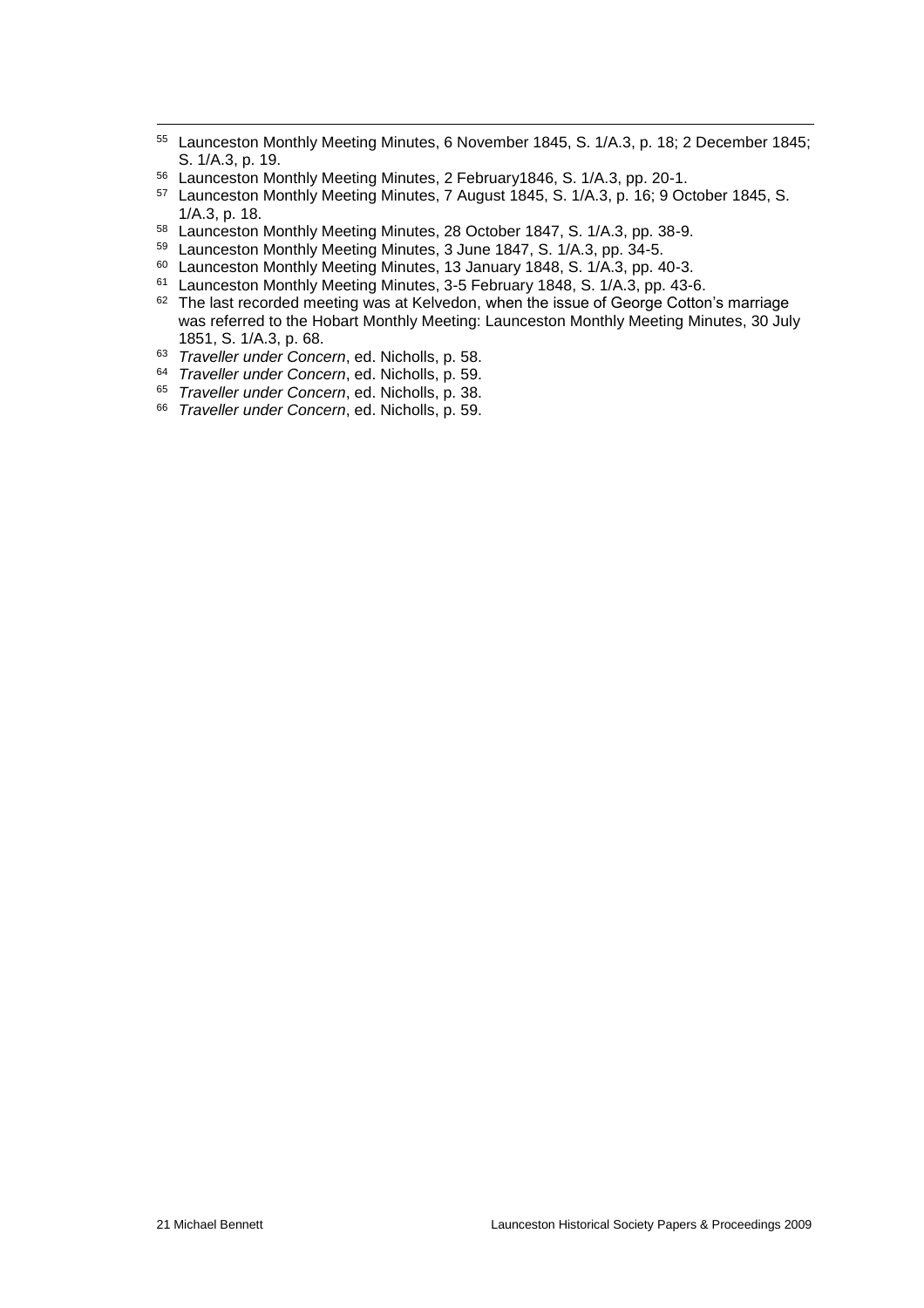[55] Launceston Monthly Meeting Minutes, 6 November 1845, S. 1/A.3, p. 18; 2 December 1845; S. 1/A.3, p. 19.

[56] Launceston Monthly Meeting Minutes, 2 February1846, S. 1/A.3, pp. 20-1.

[57] Launceston Monthly Meeting Minutes, 7 August 1845, S. 1/A.3, p. 16; 9 October 1845, S. 1/A.3, p. 18.

[58] Launceston Monthly Meeting Minutes, 28 October 1847, S. 1/A.3, pp. 38-9.

[59] Launceston Monthly Meeting Minutes, 3 June 1847, S. 1/A.3, pp. 34-5.

[60] Launceston Monthly Meeting Minutes, 13 January 1848, S. 1/A.3, pp. 40-3.

[61] Launceston Monthly Meeting Minutes, 3-5 February 1848, S. 1/A.3, pp. 43-6.

[62] The last recorded meeting was at Kelvedon, when the issue of George Cotton's marriage was referred to the Hobart Monthly Meeting: Launceston Monthly Meeting Minutes, 30 July 1851, S. 1/A.3, p. 68.

[63] *Traveller under Concern*, ed. Nicholls, p. 58.

[64] *Traveller under Concern*, ed. Nicholls, p. 59.

[65] *Traveller under Concern*, ed. Nicholls, p. 38.

[66] *Traveller under Concern*, ed. Nicholls, p. 59.